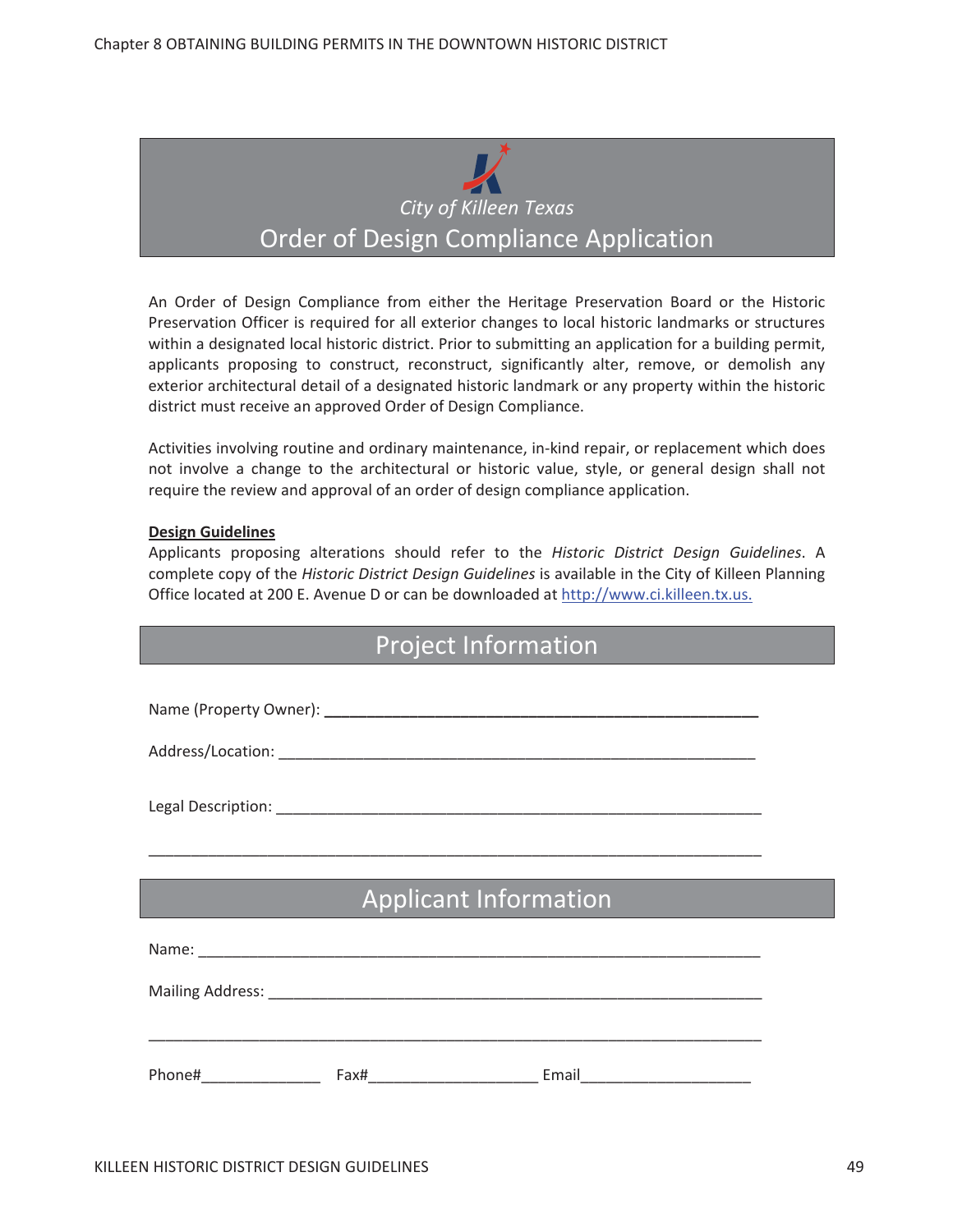City of Killeen Texas

# Order of Design Compliance Application

An Order of Design Compliance from either the Heritage Preservation Board or the Historic Preservation Officer is required for all exterior changes to local historic landmarks or structures within a designated local historic district. Prior to submitting an application for a building permit, applicants proposing to construct, reconstruct, significantly alter, remove, or demolish any exterior architectural detail of a designated historic landmark or any property within the historic district must receive an approved Order of Design Compliance.

Activities involving routine and ordinary maintenance, in-kind repair, or replacement which does not involve a change to the architectural or historic value, style, or general design shall not require the review and approval of an order of design compliance application.

**Design Guidelines**

Applicants proposing alterations should refer to the *Historic District Design Guidelines*. A complete copy of the *Historic District Design Guidelines* is available in the City of Killeen Planning Office located at 200 E. Avenue D or can be downloaded at http://www.ci.killeen.tx.us.

## Project Information

Name (Property Owner): ____________________________________________

Address/Location: ____________________________________________

Legal Description: ____________________________________________

____________________________________________

## Applicant Information

Name: ____________________________________________

Mailing Address: ____________________________________________

____________________________________________

Phone#______________ Fax#____________________ Email____________________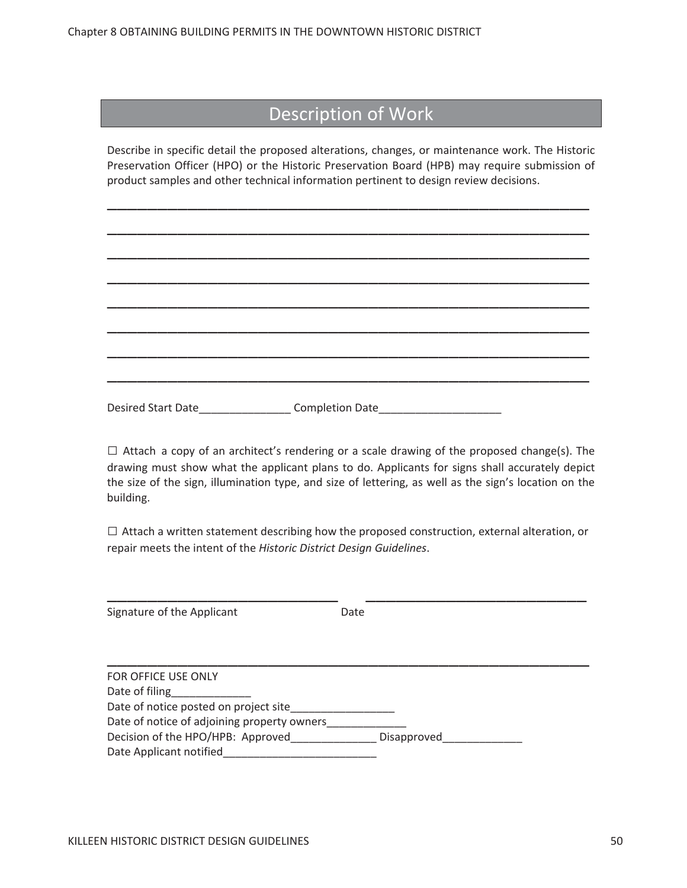## Description of Work

Describe in specific detail the proposed alterations, changes, or maintenance work. The Historic Preservation Officer (HPO) or the Historic Preservation Board (HPB) may require submission of product samples and other technical information pertinent to design review decisions.

______________________________________________________________________

______________________________________________________________________

______________________________________________________________________

______________________________________________________________________

______________________________________________________________________

______________________________________________________________________

______________________________________________________________________

______________________________________________________________________

Desired Start Date_______________ Completion Date____________________

☐ Attach a copy of an architect's rendering or a scale drawing of the proposed change(s). The drawing must show what the applicant plans to do. Applicants for signs shall accurately depict the size of the sign, illumination type, and size of lettering, as well as the sign's location on the building.

☐ Attach a written statement describing how the proposed construction, external alteration, or repair meets the intent of the *Historic District Design Guidelines*.

________________________________ ________________________________

Signature of the Applicant Date

______________________________________________________________________

FOR OFFICE USE ONLY

Date of filing_____________

Date of notice posted on project site_________________

Date of notice of adjoining property owners_____________

Decision of the HPO/HPB: Approved______________ Disapproved_____________

Date Applicant notified_________________________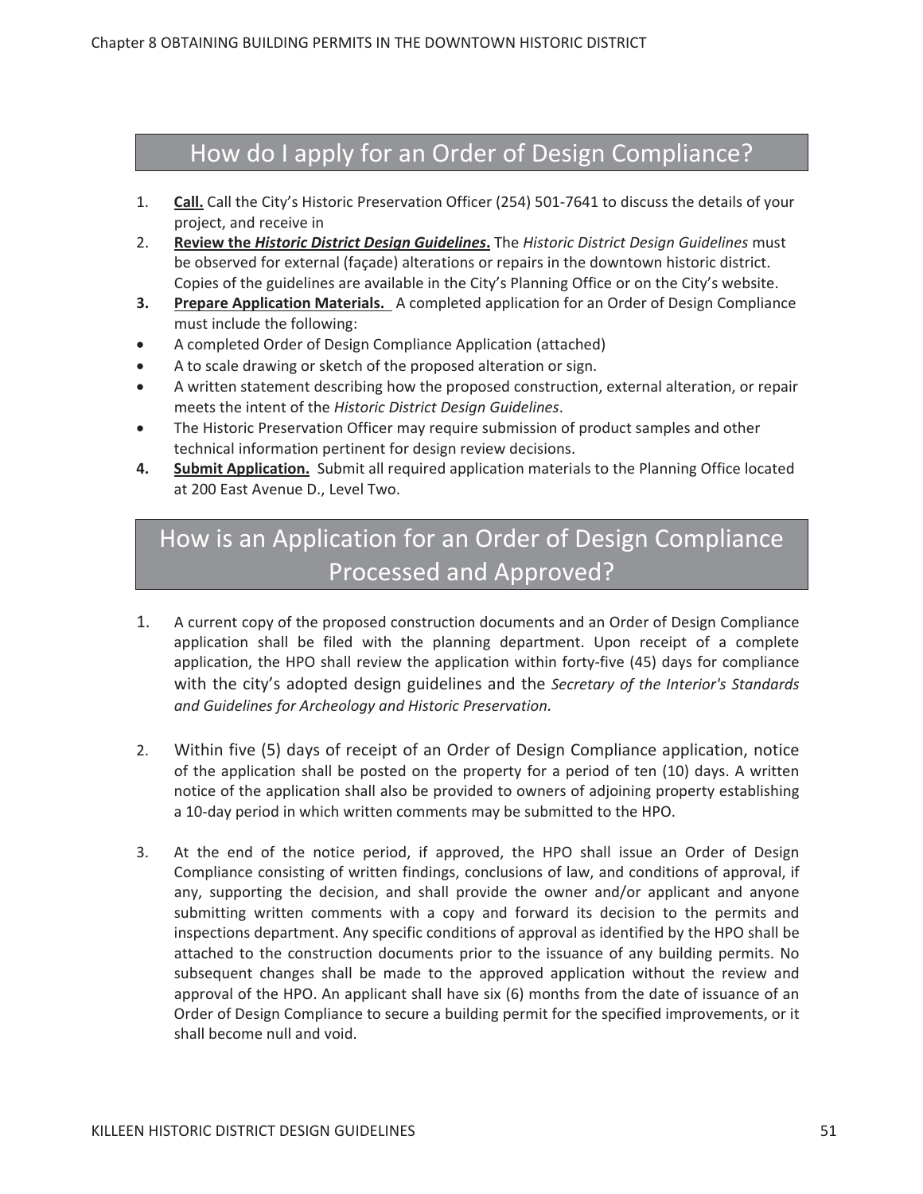## How do I apply for an Order of Design Compliance?

1. **Call.** Call the City's Historic Preservation Officer (254) 501-7641 to discuss the details of your project, and receive in
2. **Review the *Historic District Design Guidelines*.** The *Historic District Design Guidelines* must be observed for external (façade) alterations or repairs in the downtown historic district. Copies of the guidelines are available in the City's Planning Office or on the City's website.
3. **Prepare Application Materials.** A completed application for an Order of Design Compliance must include the following:

- A completed Order of Design Compliance Application (attached)
- A to scale drawing or sketch of the proposed alteration or sign.
- A written statement describing how the proposed construction, external alteration, or repair meets the intent of the *Historic District Design Guidelines*.
- The Historic Preservation Officer may require submission of product samples and other technical information pertinent for design review decisions.

4. **Submit Application.** Submit all required application materials to the Planning Office located at 200 East Avenue D., Level Two.

## How is an Application for an Order of Design Compliance Processed and Approved?

1. A current copy of the proposed construction documents and an Order of Design Compliance application shall be filed with the planning department. Upon receipt of a complete application, the HPO shall review the application within forty-five (45) days for compliance with the city's adopted design guidelines and the *Secretary of the Interior's Standards and Guidelines for Archeology and Historic Preservation.*

2. Within five (5) days of receipt of an Order of Design Compliance application, notice of the application shall be posted on the property for a period of ten (10) days. A written notice of the application shall also be provided to owners of adjoining property establishing a 10-day period in which written comments may be submitted to the HPO.

3. At the end of the notice period, if approved, the HPO shall issue an Order of Design Compliance consisting of written findings, conclusions of law, and conditions of approval, if any, supporting the decision, and shall provide the owner and/or applicant and anyone submitting written comments with a copy and forward its decision to the permits and inspections department. Any specific conditions of approval as identified by the HPO shall be attached to the construction documents prior to the issuance of any building permits. No subsequent changes shall be made to the approved application without the review and approval of the HPO. An applicant shall have six (6) months from the date of issuance of an Order of Design Compliance to secure a building permit for the specified improvements, or it shall become null and void.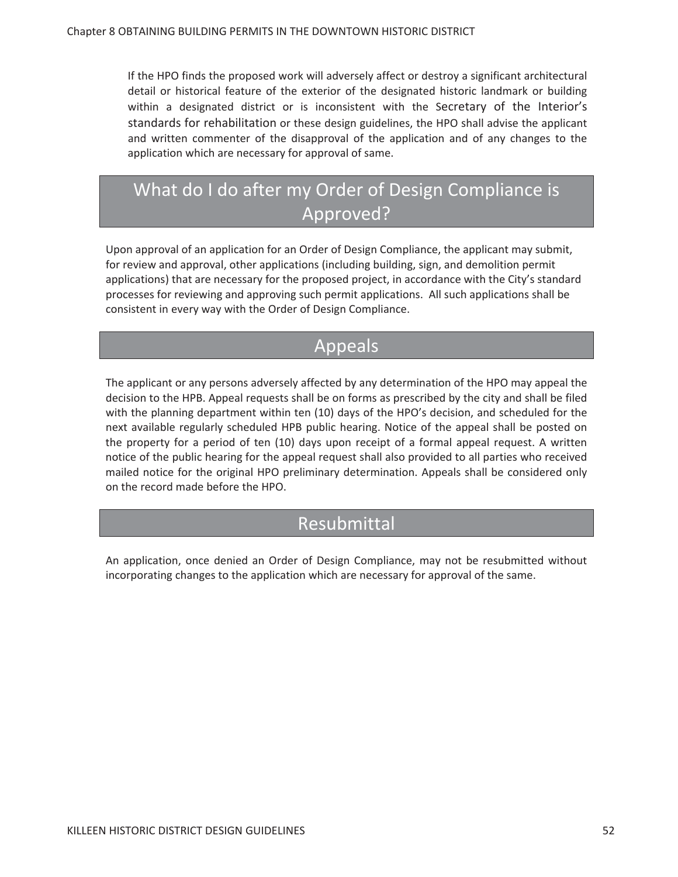If the HPO finds the proposed work will adversely affect or destroy a significant architectural detail or historical feature of the exterior of the designated historic landmark or building within a designated district or is inconsistent with the Secretary of the Interior's standards for rehabilitation or these design guidelines, the HPO shall advise the applicant and written commenter of the disapproval of the application and of any changes to the application which are necessary for approval of same.

## What do I do after my Order of Design Compliance is Approved?

Upon approval of an application for an Order of Design Compliance, the applicant may submit, for review and approval, other applications (including building, sign, and demolition permit applications) that are necessary for the proposed project, in accordance with the City's standard processes for reviewing and approving such permit applications. All such applications shall be consistent in every way with the Order of Design Compliance.

## Appeals

The applicant or any persons adversely affected by any determination of the HPO may appeal the decision to the HPB. Appeal requests shall be on forms as prescribed by the city and shall be filed with the planning department within ten (10) days of the HPO's decision, and scheduled for the next available regularly scheduled HPB public hearing. Notice of the appeal shall be posted on the property for a period of ten (10) days upon receipt of a formal appeal request. A written notice of the public hearing for the appeal request shall also provided to all parties who received mailed notice for the original HPO preliminary determination. Appeals shall be considered only on the record made before the HPO.

## Resubmittal

An application, once denied an Order of Design Compliance, may not be resubmitted without incorporating changes to the application which are necessary for approval of the same.